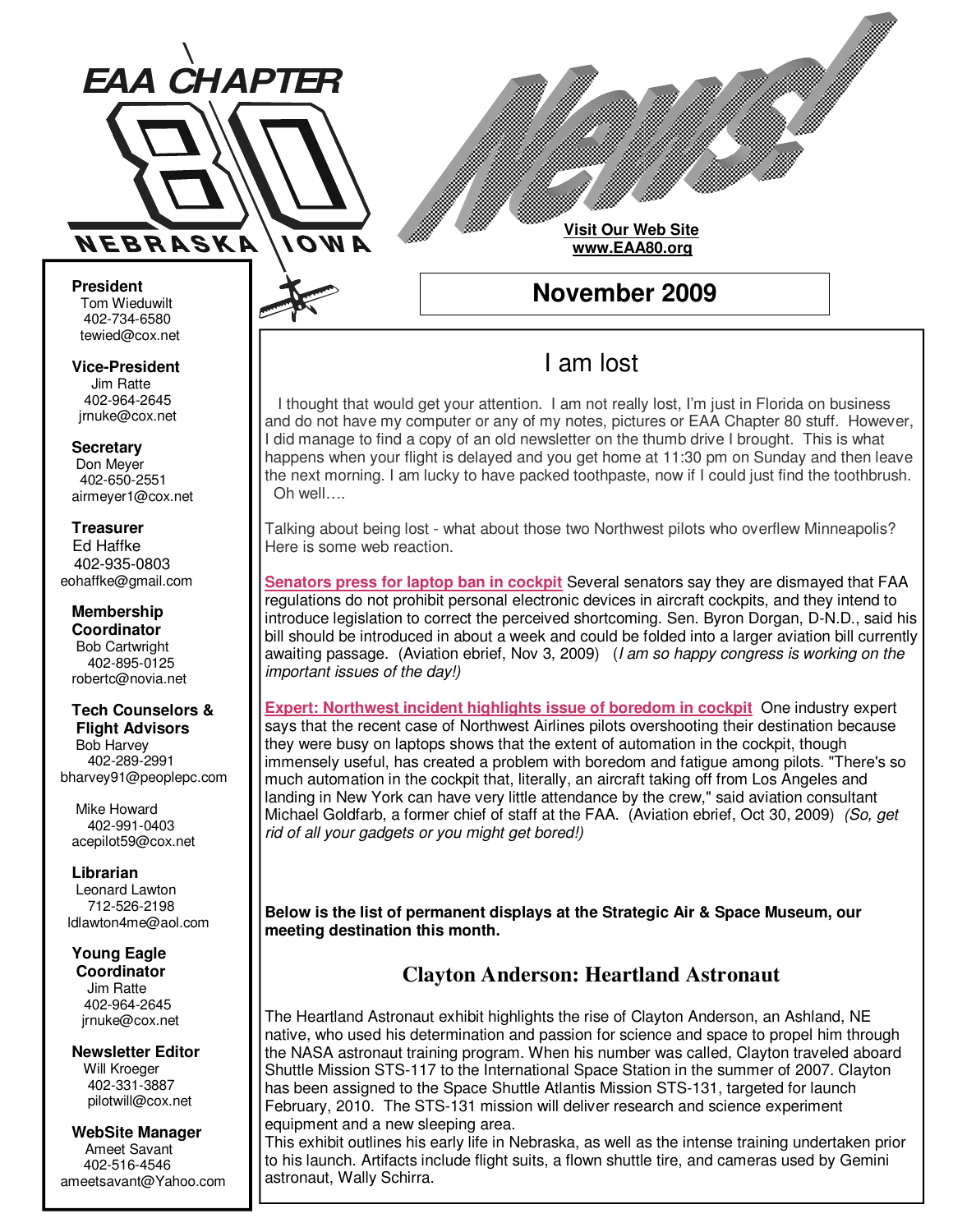# EAA CHAPTER 80

NEBRASKA IOWA

# News!

**Visit Our Web Site**
**www.EAA80.org**

## November 2009

**President**
Tom Wieduwilt
402-734-6580
tewied@cox.net

**Vice-President**
Jim Ratte
402-964-2645
jrnuke@cox.net

**Secretary**
Don Meyer
402-650-2551
airmeyer1@cox.net

**Treasurer**
Ed Haffke
402-935-0803
eohaffke@gmail.com

**Membership Coordinator**
Bob Cartwright
402-895-0125
robertc@novia.net

**Tech Counselors & Flight Advisors**
Bob Harvey
402-289-2991
bharvey91@peoplepc.com

Mike Howard
402-991-0403
acepilot59@cox.net

**Librarian**
Leonard Lawton
712-526-2198
ldlawton4me@aol.com

**Young Eagle Coordinator**
Jim Ratte
402-964-2645
jrnuke@cox.net

**Newsletter Editor**
Will Kroeger
402-331-3887
pilotwill@cox.net

**WebSite Manager**
Ameet Savant
402-516-4546
ameetsavant@Yahoo.com

## I am lost

I thought that would get your attention. I am not really lost, I'm just in Florida on business and do not have my computer or any of my notes, pictures or EAA Chapter 80 stuff. However, I did manage to find a copy of an old newsletter on the thumb drive I brought. This is what happens when your flight is delayed and you get home at 11:30 pm on Sunday and then leave the next morning. I am lucky to have packed toothpaste, now if I could just find the toothbrush. Oh well….

Talking about being lost - what about those two Northwest pilots who overflew Minneapolis? Here is some web reaction.

**Senators press for laptop ban in cockpit** Several senators say they are dismayed that FAA regulations do not prohibit personal electronic devices in aircraft cockpits, and they intend to introduce legislation to correct the perceived shortcoming. Sen. Byron Dorgan, D-N.D., said his bill should be introduced in about a week and could be folded into a larger aviation bill currently awaiting passage. (Aviation ebrief, Nov 3, 2009) (*I am so happy congress is working on the important issues of the day!)*

**Expert: Northwest incident highlights issue of boredom in cockpit** One industry expert says that the recent case of Northwest Airlines pilots overshooting their destination because they were busy on laptops shows that the extent of automation in the cockpit, though immensely useful, has created a problem with boredom and fatigue among pilots. "There's so much automation in the cockpit that, literally, an aircraft taking off from Los Angeles and landing in New York can have very little attendance by the crew," said aviation consultant Michael Goldfarb, a former chief of staff at the FAA. (Aviation ebrief, Oct 30, 2009) *(So, get rid of all your gadgets or you might get bored!)*

**Below is the list of permanent displays at the Strategic Air & Space Museum, our meeting destination this month.**

### Clayton Anderson: Heartland Astronaut

The Heartland Astronaut exhibit highlights the rise of Clayton Anderson, an Ashland, NE native, who used his determination and passion for science and space to propel him through the NASA astronaut training program. When his number was called, Clayton traveled aboard Shuttle Mission STS-117 to the International Space Station in the summer of 2007. Clayton has been assigned to the Space Shuttle Atlantis Mission STS-131, targeted for launch February, 2010. The STS-131 mission will deliver research and science experiment equipment and a new sleeping area.

This exhibit outlines his early life in Nebraska, as well as the intense training undertaken prior to his launch. Artifacts include flight suits, a flown shuttle tire, and cameras used by Gemini astronaut, Wally Schirra.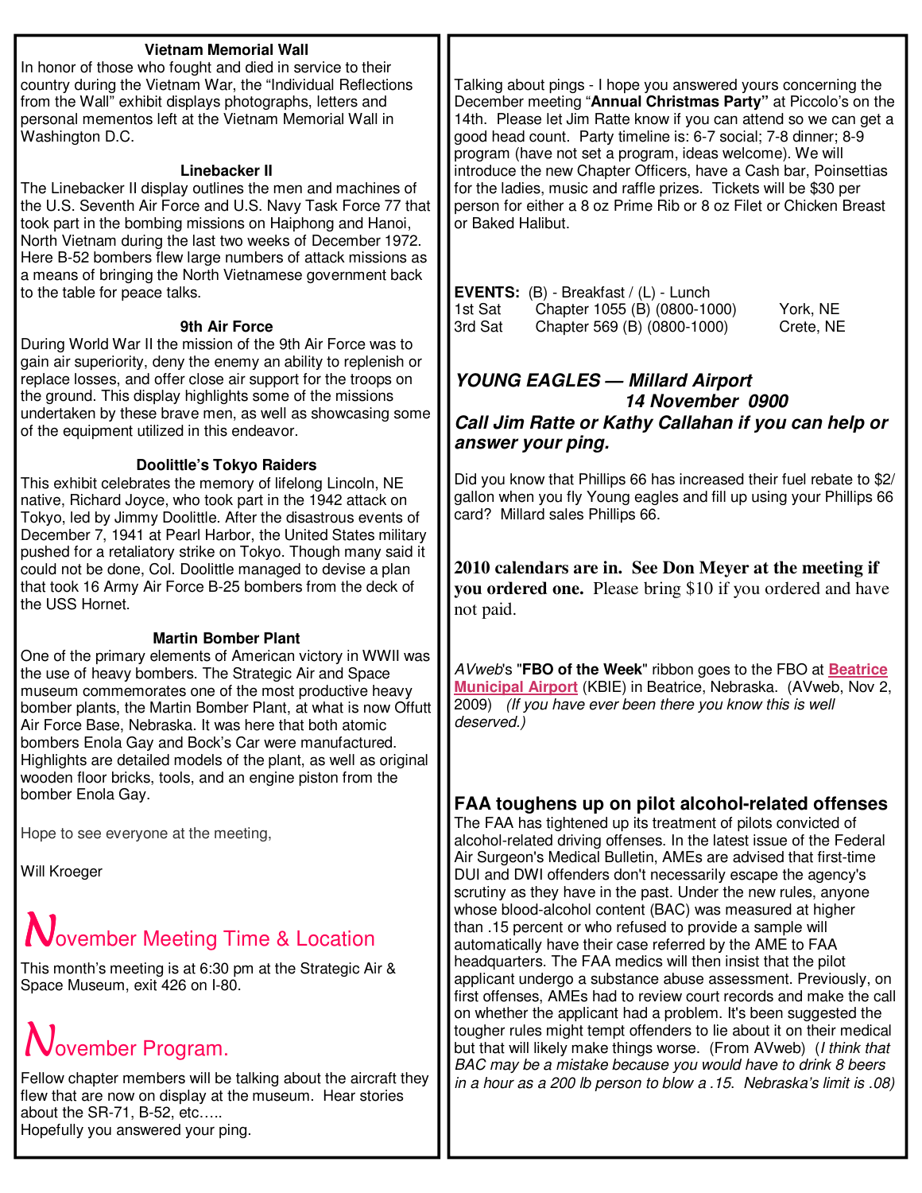### Vietnam Memorial Wall

In honor of those who fought and died in service to their country during the Vietnam War, the "Individual Reflections from the Wall" exhibit displays photographs, letters and personal mementos left at the Vietnam Memorial Wall in Washington D.C.

### Linebacker II

The Linebacker II display outlines the men and machines of the U.S. Seventh Air Force and U.S. Navy Task Force 77 that took part in the bombing missions on Haiphong and Hanoi, North Vietnam during the last two weeks of December 1972. Here B-52 bombers flew large numbers of attack missions as a means of bringing the North Vietnamese government back to the table for peace talks.

### 9th Air Force

During World War II the mission of the 9th Air Force was to gain air superiority, deny the enemy an ability to replenish or replace losses, and offer close air support for the troops on the ground. This display highlights some of the missions undertaken by these brave men, as well as showcasing some of the equipment utilized in this endeavor.

### Doolittle's Tokyo Raiders

This exhibit celebrates the memory of lifelong Lincoln, NE native, Richard Joyce, who took part in the 1942 attack on Tokyo, led by Jimmy Doolittle. After the disastrous events of December 7, 1941 at Pearl Harbor, the United States military pushed for a retaliatory strike on Tokyo. Though many said it could not be done, Col. Doolittle managed to devise a plan that took 16 Army Air Force B-25 bombers from the deck of the USS Hornet.

### Martin Bomber Plant

One of the primary elements of American victory in WWII was the use of heavy bombers. The Strategic Air and Space museum commemorates one of the most productive heavy bomber plants, the Martin Bomber Plant, at what is now Offutt Air Force Base, Nebraska. It was here that both atomic bombers Enola Gay and Bock's Car were manufactured. Highlights are detailed models of the plant, as well as original wooden floor bricks, tools, and an engine piston from the bomber Enola Gay.

Hope to see everyone at the meeting,

Will Kroeger

## November Meeting Time & Location

This month's meeting is at 6:30 pm at the Strategic Air & Space Museum, exit 426 on I-80.

## November Program.

Fellow chapter members will be talking about the aircraft they flew that are now on display at the museum. Hear stories about the SR-71, B-52, etc…..
Hopefully you answered your ping.

Talking about pings - I hope you answered yours concerning the December meeting "**Annual Christmas Party"** at Piccolo's on the 14th. Please let Jim Ratte know if you can attend so we can get a good head count. Party timeline is: 6-7 social; 7-8 dinner; 8-9 program (have not set a program, ideas welcome). We will introduce the new Chapter Officers, have a Cash bar, Poinsettias for the ladies, music and raffle prizes. Tickets will be $30 per person for either a 8 oz Prime Rib or 8 oz Filet or Chicken Breast or Baked Halibut.

**EVENTS:** (B) - Breakfast / (L) - Lunch

| | | |
|---|---|---|
| 1st Sat | Chapter 1055 (B) (0800-1000) | York, NE |
| 3rd Sat | Chapter 569 (B) (0800-1000) | Crete, NE |

### *YOUNG EAGLES — Millard Airport*
### *14 November 0900*
### *Call Jim Ratte or Kathy Callahan if you can help or answer your ping.*

Did you know that Phillips 66 has increased their fuel rebate to $2/gallon when you fly Young eagles and fill up using your Phillips 66 card? Millard sales Phillips 66.

**2010 calendars are in. See Don Meyer at the meeting if you ordered one.** Please bring $10 if you ordered and have not paid.

*AVweb*'s "**FBO of the Week**" ribbon goes to the FBO at **Beatrice Municipal Airport** (KBIE) in Beatrice, Nebraska. (AVweb, Nov 2, 2009) *(If you have ever been there you know this is well deserved.)*

## FAA toughens up on pilot alcohol-related offenses

The FAA has tightened up its treatment of pilots convicted of alcohol-related driving offenses. In the latest issue of the Federal Air Surgeon's Medical Bulletin, AMEs are advised that first-time DUI and DWI offenders don't necessarily escape the agency's scrutiny as they have in the past. Under the new rules, anyone whose blood-alcohol content (BAC) was measured at higher than .15 percent or who refused to provide a sample will automatically have their case referred by the AME to FAA headquarters. The FAA medics will then insist that the pilot applicant undergo a substance abuse assessment. Previously, on first offenses, AMEs had to review court records and make the call on whether the applicant had a problem. It's been suggested the tougher rules might tempt offenders to lie about it on their medical but that will likely make things worse. (From AVweb) (*I think that BAC may be a mistake because you would have to drink 8 beers in a hour as a 200 lb person to blow a .15. Nebraska's limit is .08)*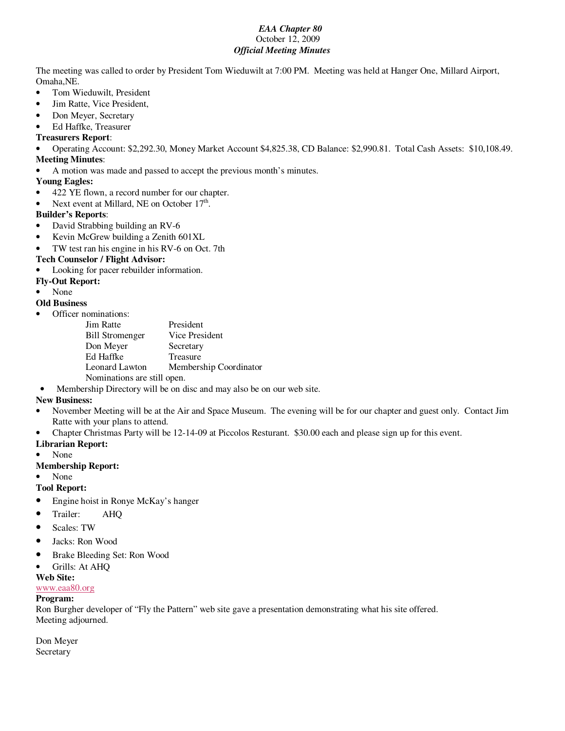***EAA Chapter 80***
October 12, 2009
***Official Meeting Minutes***

The meeting was called to order by President Tom Wieduwilt at 7:00 PM. Meeting was held at Hanger One, Millard Airport, Omaha,NE.

- Tom Wieduwilt, President
- Jim Ratte, Vice President,
- Don Meyer, Secretary
- Ed Haffke, Treasurer

**Treasurers Report**:

- Operating Account: $2,292.30, Money Market Account $4,825.38, CD Balance: $2,990.81. Total Cash Assets: $10,108.49.

**Meeting Minutes**:

- A motion was made and passed to accept the previous month's minutes.

**Young Eagles:**

- 422 YE flown, a record number for our chapter.
- Next event at Millard, NE on October 17th.

**Builder's Reports**:

- David Strabbing building an RV-6
- Kevin McGrew building a Zenith 601XL
- TW test ran his engine in his RV-6 on Oct. 7th

**Tech Counselor / Flight Advisor:**

- Looking for pacer rebuilder information.

**Fly-Out Report:**

- None

**Old Business**

- Officer nominations:

| | |
|---|---|
| Jim Ratte | President |
| Bill Stromenger | Vice President |
| Don Meyer | Secretary |
| Ed Haffke | Treasure |
| Leonard Lawton | Membership Coordinator |

Nominations are still open.

- Membership Directory will be on disc and may also be on our web site.

**New Business:**

- November Meeting will be at the Air and Space Museum. The evening will be for our chapter and guest only. Contact Jim Ratte with your plans to attend.
- Chapter Christmas Party will be 12-14-09 at Piccolos Resturant. $30.00 each and please sign up for this event.

**Librarian Report:**

- None

**Membership Report:**

- None

**Tool Report:**

- Engine hoist in Ronye McKay's hanger
- Trailer: AHQ
- Scales: TW
- Jacks: Ron Wood
- Brake Bleeding Set: Ron Wood
- Grills: At AHQ

**Web Site:**

www.eaa80.org

**Program:**

Ron Burgher developer of "Fly the Pattern" web site gave a presentation demonstrating what his site offered.
Meeting adjourned.

Don Meyer
Secretary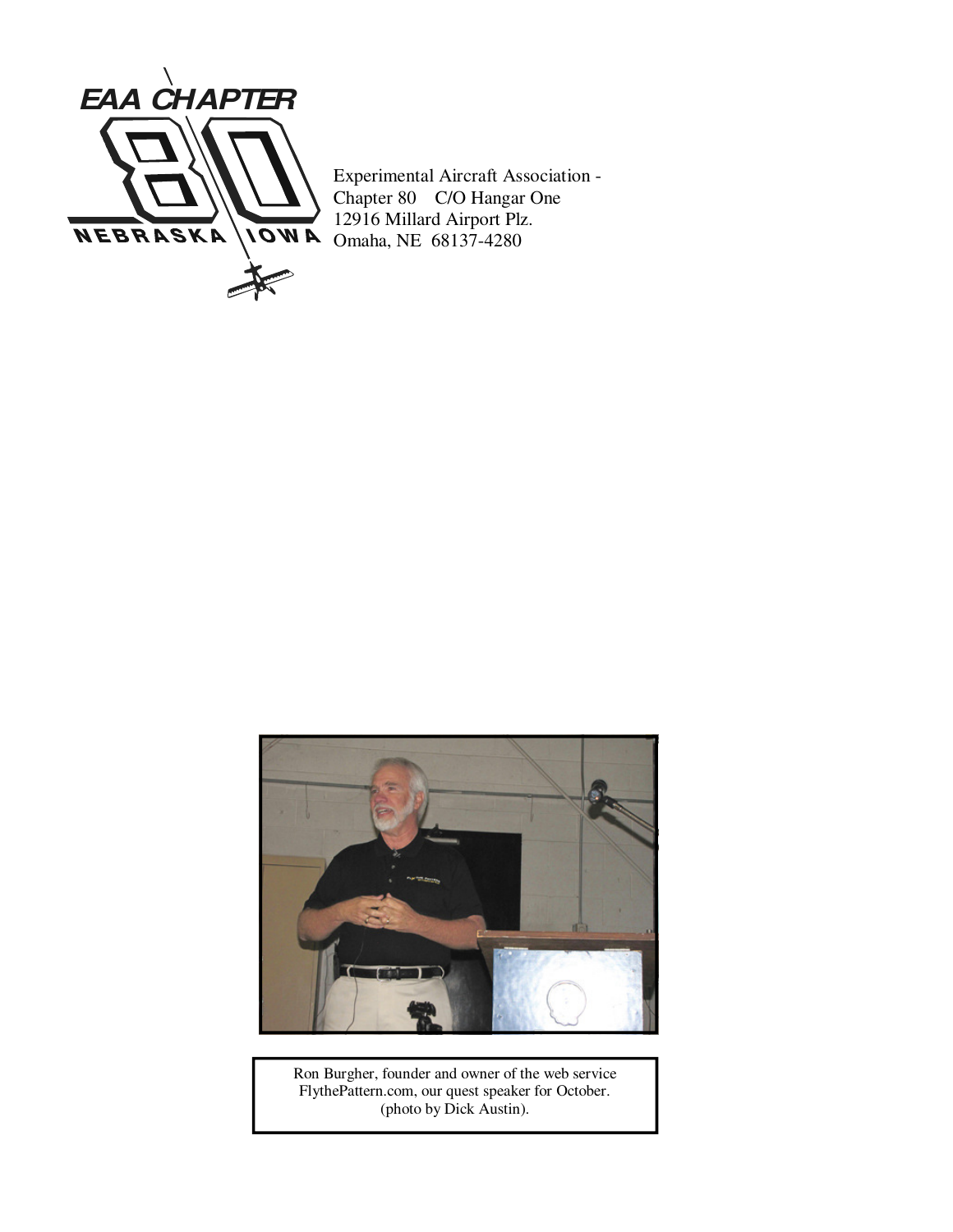EAA CHAPTER 80 NEBRASKA IOWA

Experimental Aircraft Association -
Chapter 80 C/O Hangar One
12916 Millard Airport Plz.
Omaha, NE 68137-4280

Ron Burgher, founder and owner of the web service FlythePattern.com, our quest speaker for October. (photo by Dick Austin).